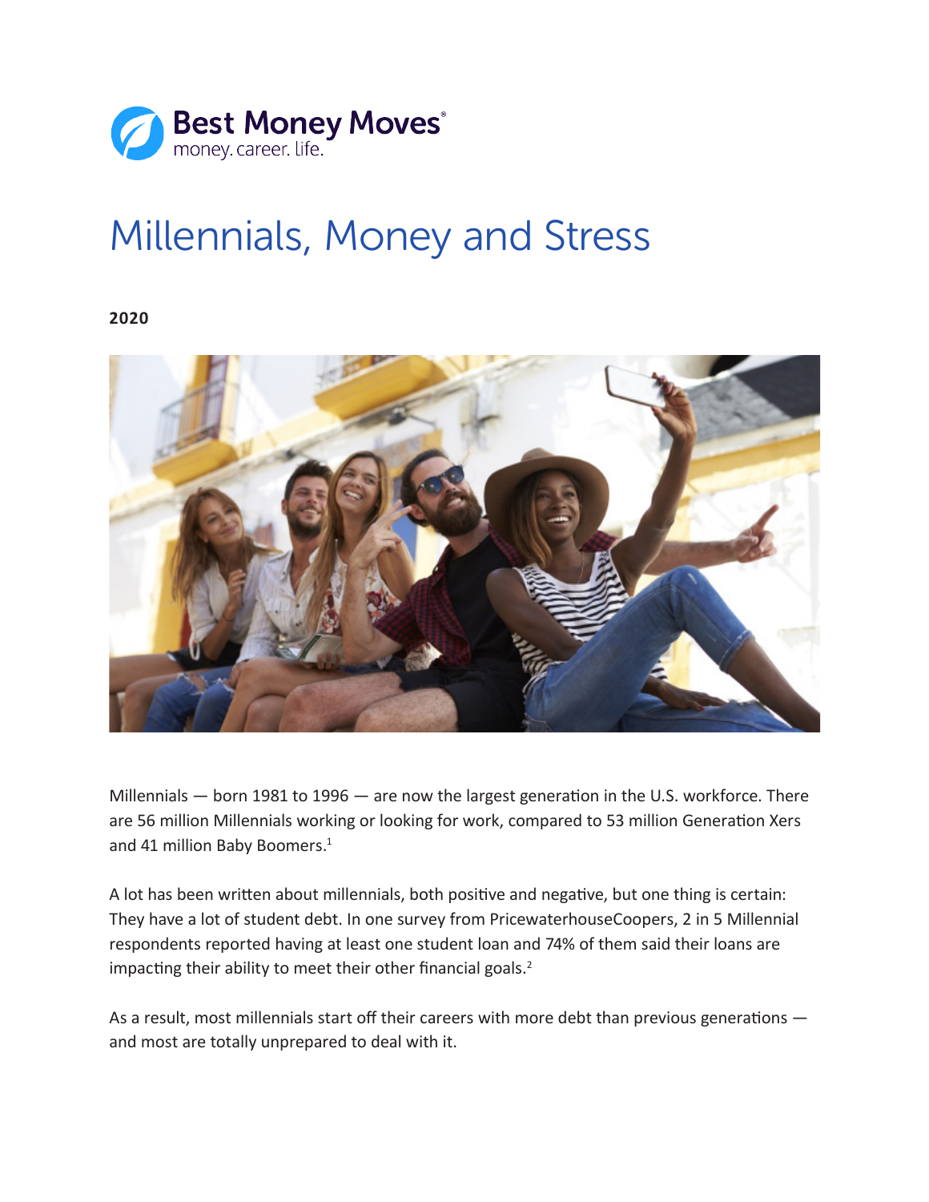Best Money Moves®
money. career. life.

# Millennials, Money and Stress

**2020**

Millennials — born 1981 to 1996 — are now the largest generation in the U.S. workforce. There are 56 million Millennials working or looking for work, compared to 53 million Generation Xers and 41 million Baby Boomers.[1]

A lot has been written about millennials, both positive and negative, but one thing is certain: They have a lot of student debt. In one survey from PricewaterhouseCoopers, 2 in 5 Millennial respondents reported having at least one student loan and 74% of them said their loans are impacting their ability to meet their other financial goals.[2]

As a result, most millennials start off their careers with more debt than previous generations — and most are totally unprepared to deal with it.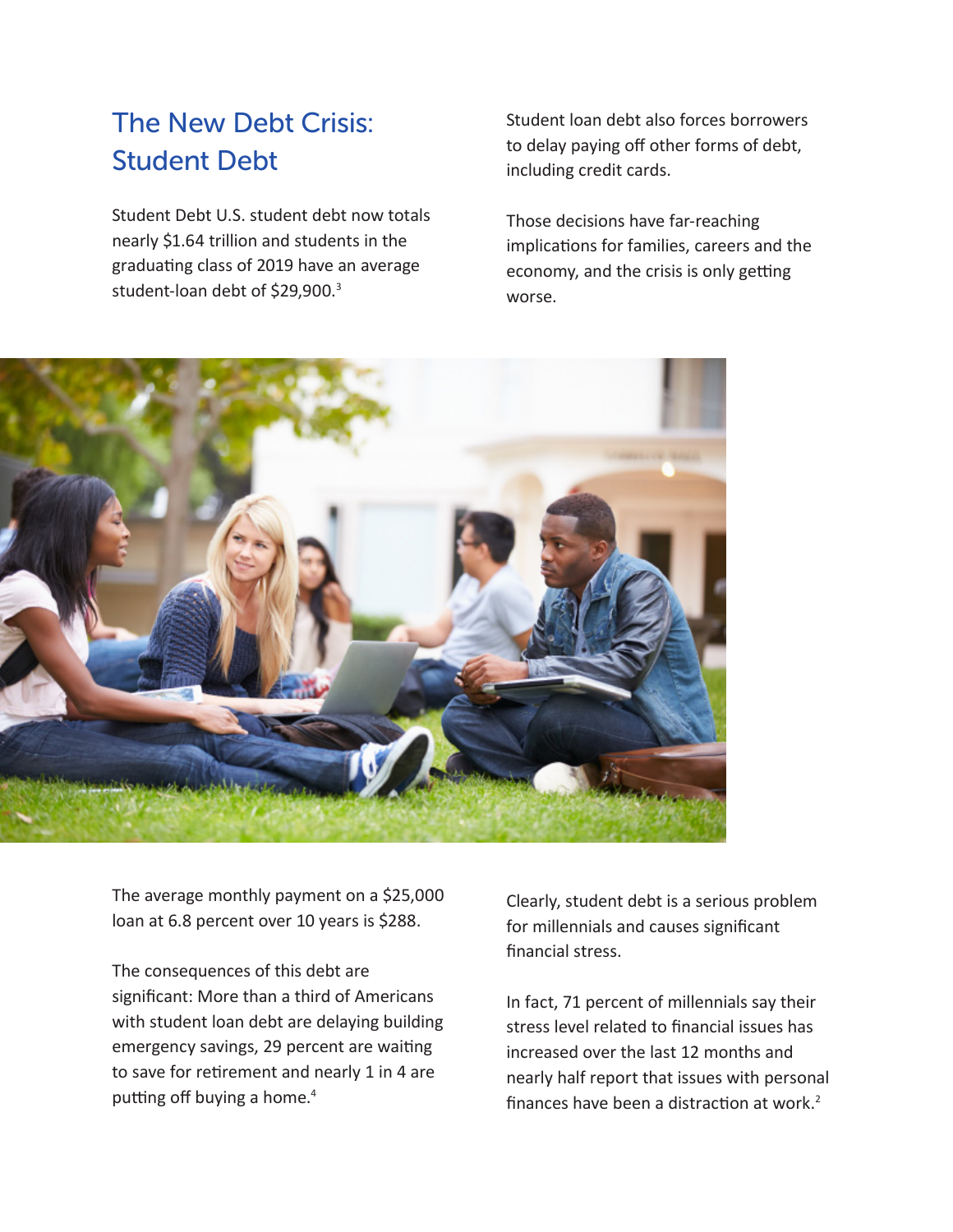## The New Debt Crisis: Student Debt

Student Debt U.S. student debt now totals nearly $1.64 trillion and students in the graduating class of 2019 have an average student-loan debt of $29,900.[3]

Student loan debt also forces borrowers to delay paying off other forms of debt, including credit cards.

Those decisions have far-reaching implications for families, careers and the economy, and the crisis is only getting worse.

The average monthly payment on a $25,000 loan at 6.8 percent over 10 years is $288.

The consequences of this debt are significant: More than a third of Americans with student loan debt are delaying building emergency savings, 29 percent are waiting to save for retirement and nearly 1 in 4 are putting off buying a home.[4]

Clearly, student debt is a serious problem for millennials and causes significant financial stress.

In fact, 71 percent of millennials say their stress level related to financial issues has increased over the last 12 months and nearly half report that issues with personal finances have been a distraction at work.[2]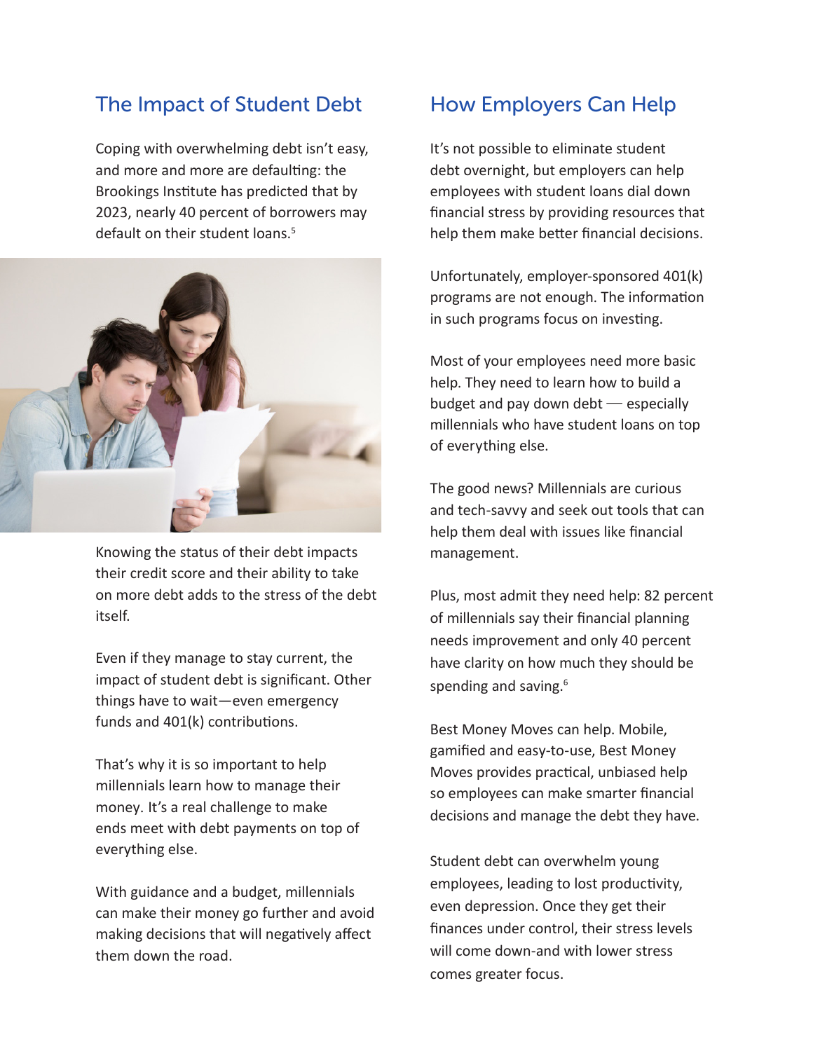## The Impact of Student Debt

Coping with overwhelming debt isn't easy, and more and more are defaulting: the Brookings Institute has predicted that by 2023, nearly 40 percent of borrowers may default on their student loans.[5]

Knowing the status of their debt impacts their credit score and their ability to take on more debt adds to the stress of the debt itself.

Even if they manage to stay current, the impact of student debt is significant. Other things have to wait—even emergency funds and 401(k) contributions.

That's why it is so important to help millennials learn how to manage their money. It's a real challenge to make ends meet with debt payments on top of everything else.

With guidance and a budget, millennials can make their money go further and avoid making decisions that will negatively affect them down the road.

## How Employers Can Help

It's not possible to eliminate student debt overnight, but employers can help employees with student loans dial down financial stress by providing resources that help them make better financial decisions.

Unfortunately, employer-sponsored 401(k) programs are not enough. The information in such programs focus on investing.

Most of your employees need more basic help. They need to learn how to build a budget and pay down debt — especially millennials who have student loans on top of everything else.

The good news? Millennials are curious and tech-savvy and seek out tools that can help them deal with issues like financial management.

Plus, most admit they need help: 82 percent of millennials say their financial planning needs improvement and only 40 percent have clarity on how much they should be spending and saving.[6]

Best Money Moves can help. Mobile, gamified and easy-to-use, Best Money Moves provides practical, unbiased help so employees can make smarter financial decisions and manage the debt they have.

Student debt can overwhelm young employees, leading to lost productivity, even depression. Once they get their finances under control, their stress levels will come down-and with lower stress comes greater focus.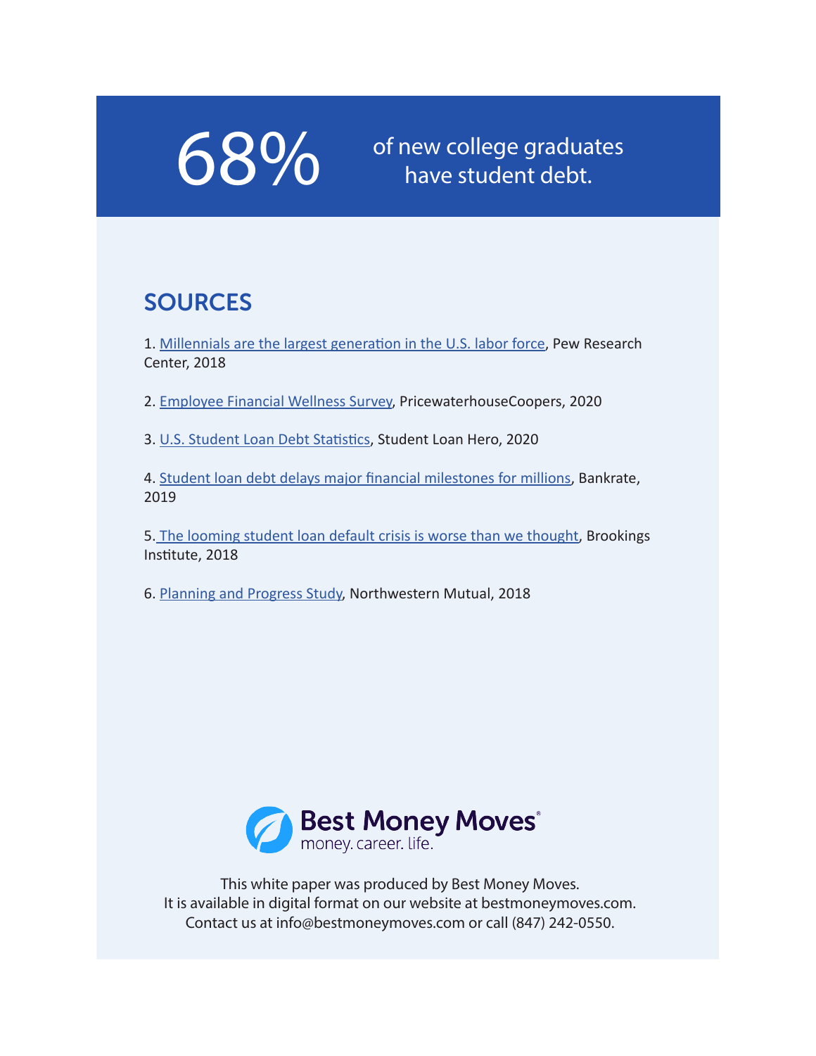68% of new college graduates have student debt.

## SOURCES

1. Millennials are the largest generation in the U.S. labor force, Pew Research Center, 2018

2. Employee Financial Wellness Survey, PricewaterhouseCoopers, 2020

3. U.S. Student Loan Debt Statistics, Student Loan Hero, 2020

4. Student loan debt delays major financial milestones for millions, Bankrate, 2019

5. The looming student loan default crisis is worse than we thought, Brookings Institute, 2018

6. Planning and Progress Study, Northwestern Mutual, 2018

Best Money Moves®
money. career. life.

This white paper was produced by Best Money Moves.
It is available in digital format on our website at bestmoneymoves.com.
Contact us at info@bestmoneymoves.com or call (847) 242-0550.